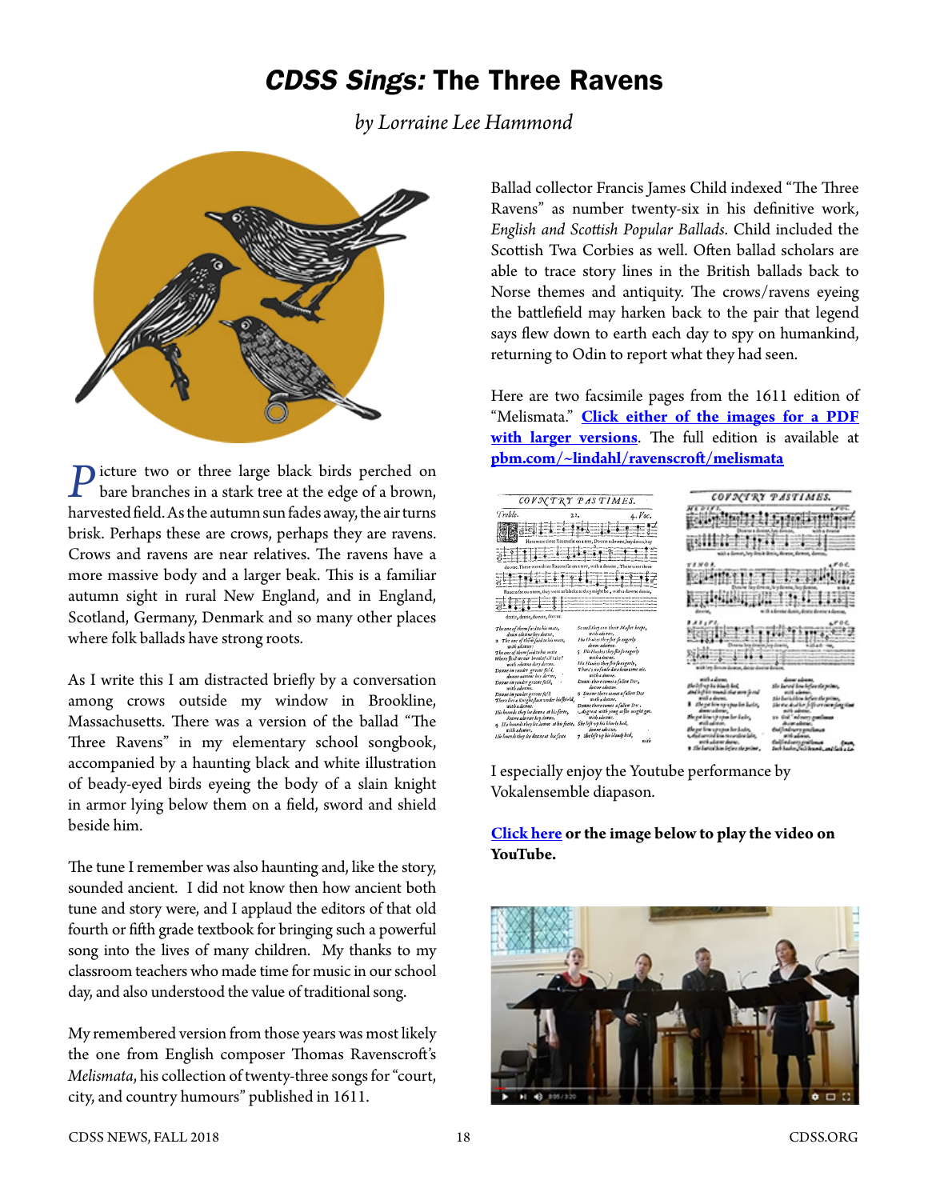# *CDSS Sings:* The Three Ravens

*by Lorraine Lee Hammond*

Picture two or three large black birds perched on bare branches in a stark tree at the edge of a brown, harvested field. As the autumn sun fades away, the air turns brisk. Perhaps these are crows, perhaps they are ravens. Crows and ravens are near relatives. The ravens have a more massive body and a larger beak. This is a familiar autumn sight in rural New England, and in England, Scotland, Germany, Denmark and so many other places where folk ballads have strong roots.

As I write this I am distracted briefly by a conversation among crows outside my window in Brookline, Massachusetts. There was a version of the ballad "The Three Ravens" in my elementary school songbook, accompanied by a haunting black and white illustration of beady-eyed birds eyeing the body of a slain knight in armor lying below them on a field, sword and shield beside him.

The tune I remember was also haunting and, like the story, sounded ancient. I did not know then how ancient both tune and story were, and I applaud the editors of that old fourth or fifth grade textbook for bringing such a powerful song into the lives of many children. My thanks to my classroom teachers who made time for music in our school day, and also understood the value of traditional song.

My remembered version from those years was most likely the one from English composer Thomas Ravenscroft's *Melismata*, his collection of twenty-three songs for "court, city, and country humours" published in 1611.

Ballad collector Francis James Child indexed "The Three Ravens" as number twenty-six in his definitive work, *English and Scottish Popular Ballads.* Child included the Scottish Twa Corbies as well. Often ballad scholars are able to trace story lines in the British ballads back to Norse themes and antiquity. The crows/ravens eyeing the battlefield may harken back to the pair that legend says flew down to earth each day to spy on humankind, returning to Odin to report what they had seen.

Here are two facsimile pages from the 1611 edition of "Melismata." **Click either of the images for a PDF with larger versions**. The full edition is available at **pbm.com/~lindahl/ravenscroft/melismata**

I especially enjoy the Youtube performance by Vokalensemble diapason.

**Click here or the image below to play the video on YouTube.**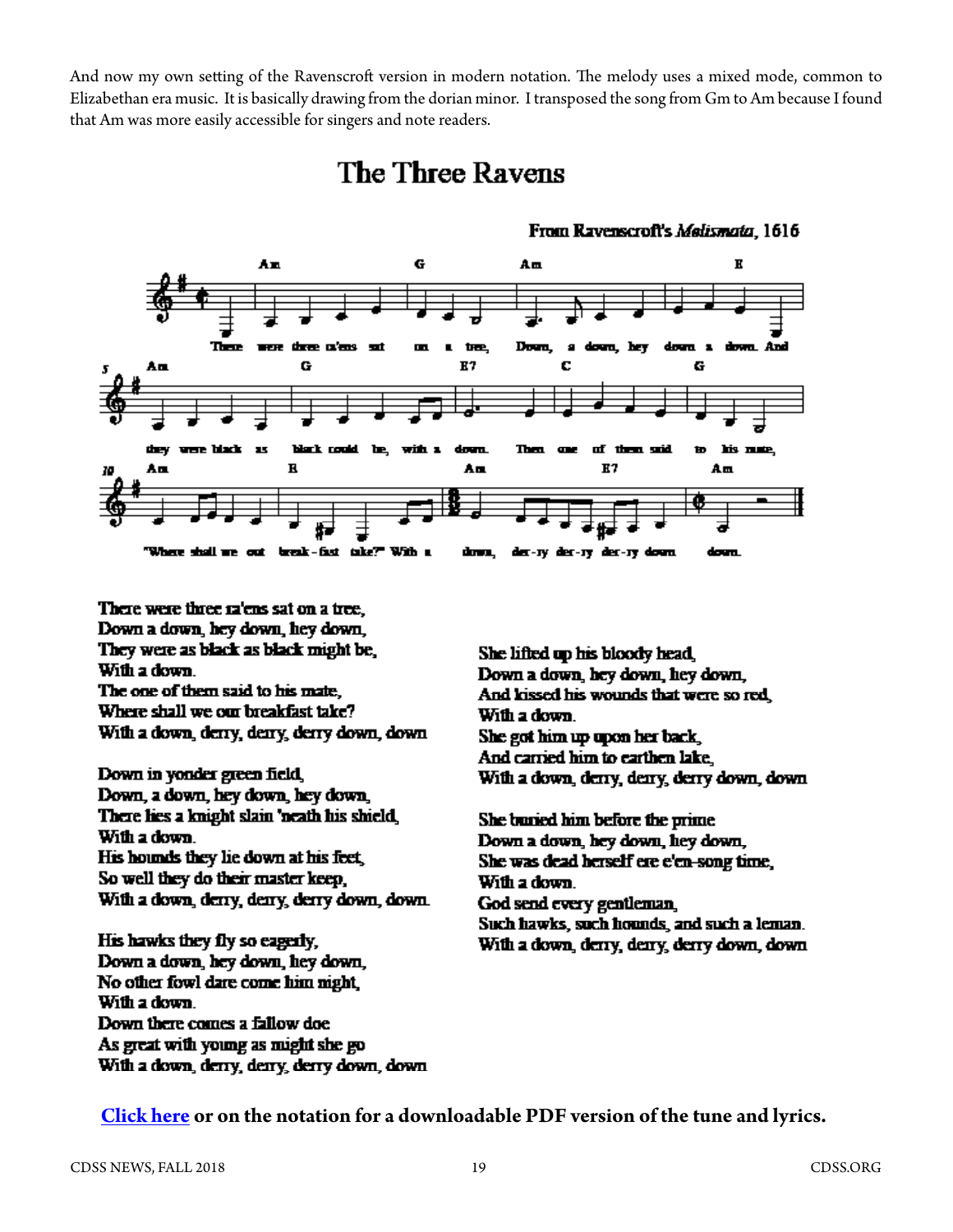And now my own setting of the Ravenscroft version in modern notation. The melody uses a mixed mode, common to Elizabethan era music. It is basically drawing from the dorian minor. I transposed the song from Gm to Am because I found that Am was more easily accessible for singers and note readers.

# The Three Ravens

From Ravenscroft's *Melismata*, 1616

There were three ra'ens sat on a tree,
Down a down, hey down, hey down,
They were as black as black might be,
With a down.
The one of them said to his mate,
Where shall we our breakfast take?
With a down, derry, derry, derry down, down

Down in yonder green field,
Down, a down, hey down, hey down,
There lies a knight slain 'neath his shield,
With a down.
His hounds they lie down at his feet,
So well they do their master keep,
With a down, derry, derry, derry down, down.

His hawks they fly so eagerly,
Down a down, hey down, hey down,
No other fowl dare come him nigh,
With a down.
Down there comes a fallow doe
As great with young as might she go
With a down, derry, derry, derry down, down

She lifted up his bloody head,
Down a down, hey down, hey down,
And kissed his wounds that were so red,
With a down.
She got him up upon her back,
And carried him to earthen lake,
With a down, derry, derry, derry down, down

She buried him before the prime
Down a down, hey down, hey down,
She was dead herself ere e'en-song time,
With a down.
God send every gentleman,
Such hawks, such hounds, and such a leman.
With a down, derry, derry, derry down, down

**Click here or on the notation for a downloadable PDF version of the tune and lyrics.**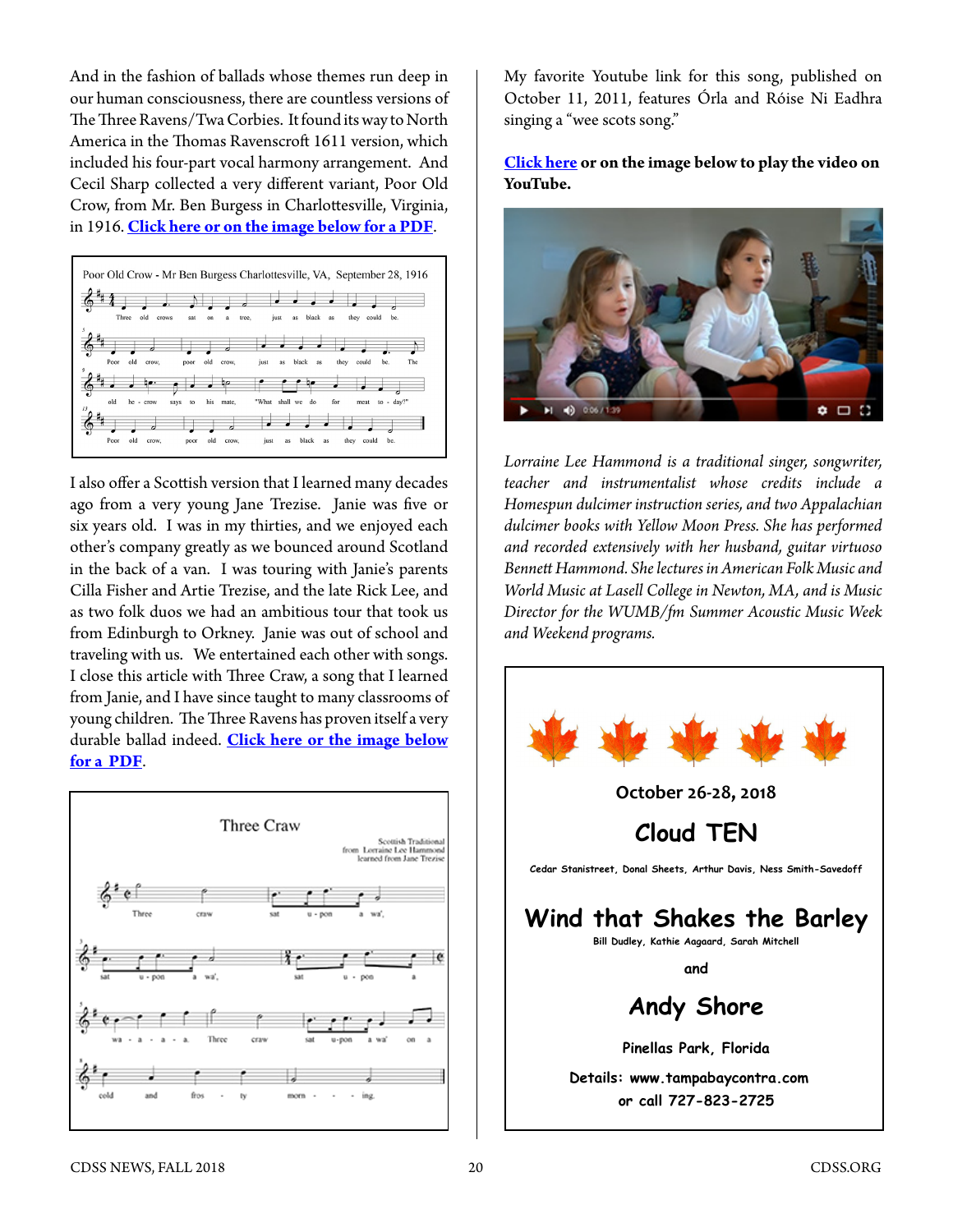And in the fashion of ballads whose themes run deep in our human consciousness, there are countless versions of The Three Ravens/Twa Corbies. It found its way to North America in the Thomas Ravenscroft 1611 version, which included his four-part vocal harmony arrangement. And Cecil Sharp collected a very different variant, Poor Old Crow, from Mr. Ben Burgess in Charlottesville, Virginia, in 1916. **Click here or on the image below for a PDF.**

Poor Old Crow - Mr Ben Burgess Charlottesville, VA, September 28, 1916

I also offer a Scottish version that I learned many decades ago from a very young Jane Trezise. Janie was five or six years old. I was in my thirties, and we enjoyed each other's company greatly as we bounced around Scotland in the back of a van. I was touring with Janie's parents Cilla Fisher and Artie Trezise, and the late Rick Lee, and as two folk duos we had an ambitious tour that took us from Edinburgh to Orkney. Janie was out of school and traveling with us. We entertained each other with songs. I close this article with Three Craw, a song that I learned from Janie, and I have since taught to many classrooms of young children. The Three Ravens has proven itself a very durable ballad indeed. **Click here or the image below for a PDF.**

Three Craw

Scottish Traditional
from Lorraine Lee Hammond
learned from Jane Trezise

My favorite Youtube link for this song, published on October 11, 2011, features Órla and Róise Ni Eadhra singing a "wee scots song."

**Click here or on the image below to play the video on YouTube.**

*Lorraine Lee Hammond is a traditional singer, songwriter, teacher and instrumentalist whose credits include a Homespun dulcimer instruction series, and two Appalachian dulcimer books with Yellow Moon Press. She has performed and recorded extensively with her husband, guitar virtuoso Bennett Hammond. She lectures in American Folk Music and World Music at Lasell College in Newton, MA, and is Music Director for the WUMB/fm Summer Acoustic Music Week and Weekend programs.*

October 26-28, 2018

**Cloud TEN**

Cedar Stanistreet, Donal Sheets, Arthur Davis, Ness Smith-Savedoff

**Wind that Shakes the Barley**

Bill Dudley, Kathie Aagaard, Sarah Mitchell

and

**Andy Shore**

Pinellas Park, Florida

Details: www.tampabaycontra.com
or call 727-823-2725